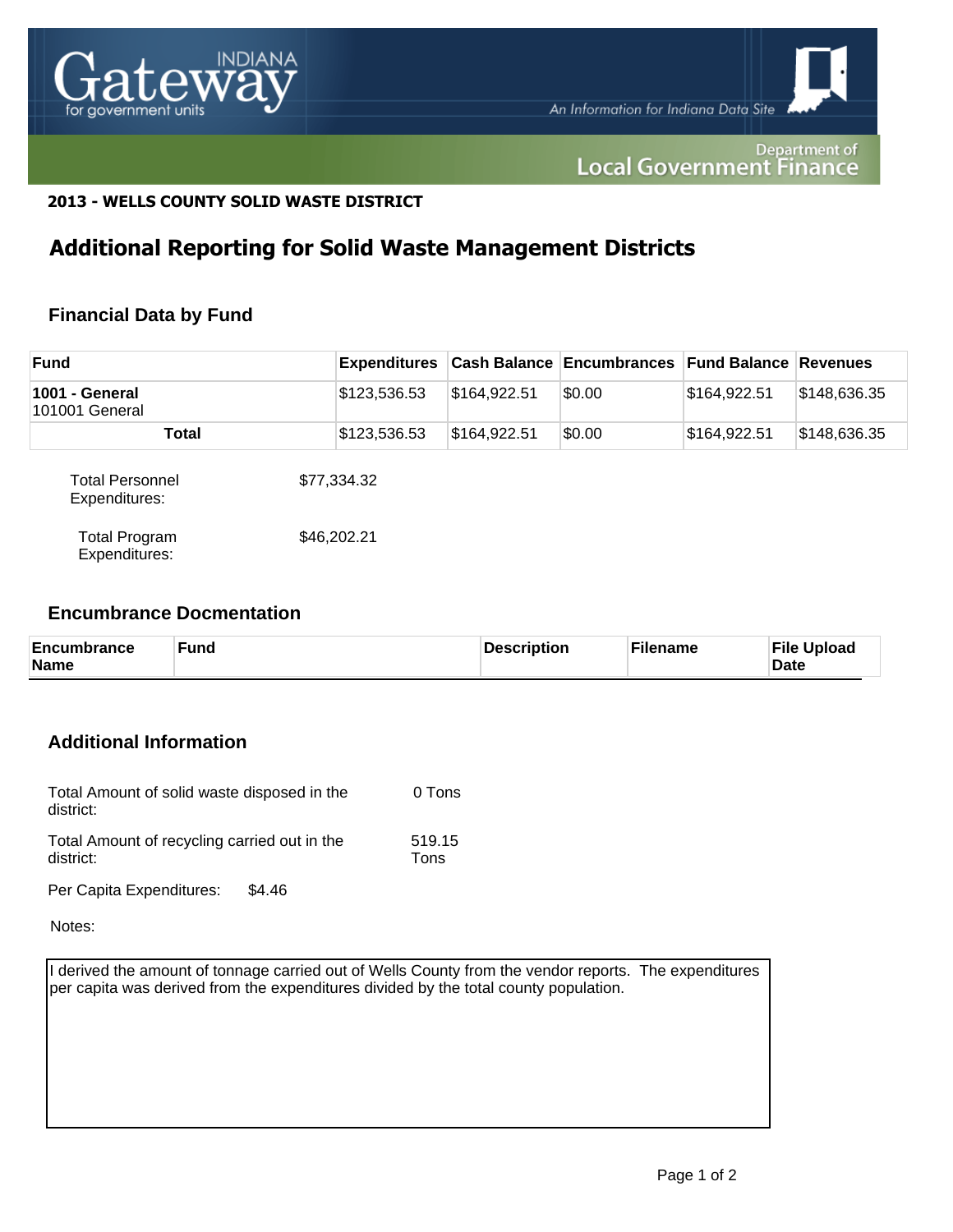**2013 - WELLS COUNTY SOLID WASTE DISTRICT**

# Additional Reporting for Solid Waste Management Districts

## Financial Data by Fund

| Fund | Expenditures | Cash Balance | Encumbrances | Fund Balance | Revenues |
|---|---|---|---|---|---|
| **1001 - General** 101001 General | $123,536.53 | $164,922.51 | $0.00 | $164,922.51 | $148,636.35 |
| **Total** | $123,536.53 | $164,922.51 | $0.00 | $164,922.51 | $148,636.35 |

Total Personnel Expenditures: $77,334.32

Total Program Expenditures: $46,202.21

## Encumbrance Docmentation

| Encumbrance Name | Fund | Description | Filename | File Upload Date |
|---|---|---|---|---|

## Additional Information

Total Amount of solid waste disposed in the district: 0 Tons

Total Amount of recycling carried out in the district: 519.15 Tons

Per Capita Expenditures: $4.46

Notes:

I derived the amount of tonnage carried out of Wells County from the vendor reports. The expenditures per capita was derived from the expenditures divided by the total county population.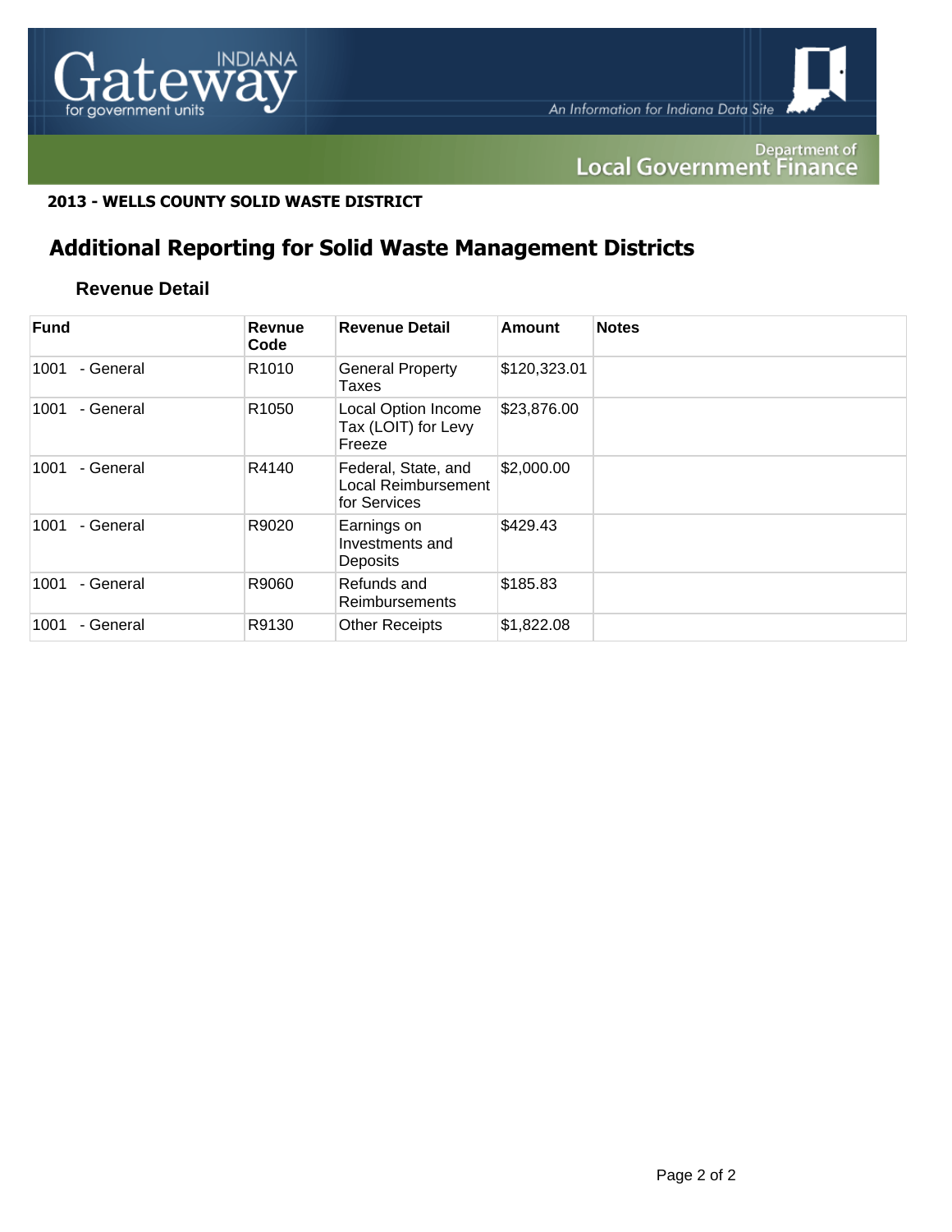**2013 - WELLS COUNTY SOLID WASTE DISTRICT**

## Additional Reporting for Solid Waste Management Districts

### Revenue Detail

| Fund | Revnue Code | Revenue Detail | Amount | Notes |
|---|---|---|---|---|
| 1001 - General | R1010 | General Property Taxes | $120,323.01 | |
| 1001 - General | R1050 | Local Option Income Tax (LOIT) for Levy Freeze | $23,876.00 | |
| 1001 - General | R4140 | Federal, State, and Local Reimbursement for Services | $2,000.00 | |
| 1001 - General | R9020 | Earnings on Investments and Deposits | $429.43 | |
| 1001 - General | R9060 | Refunds and Reimbursements | $185.83 | |
| 1001 - General | R9130 | Other Receipts | $1,822.08 | |